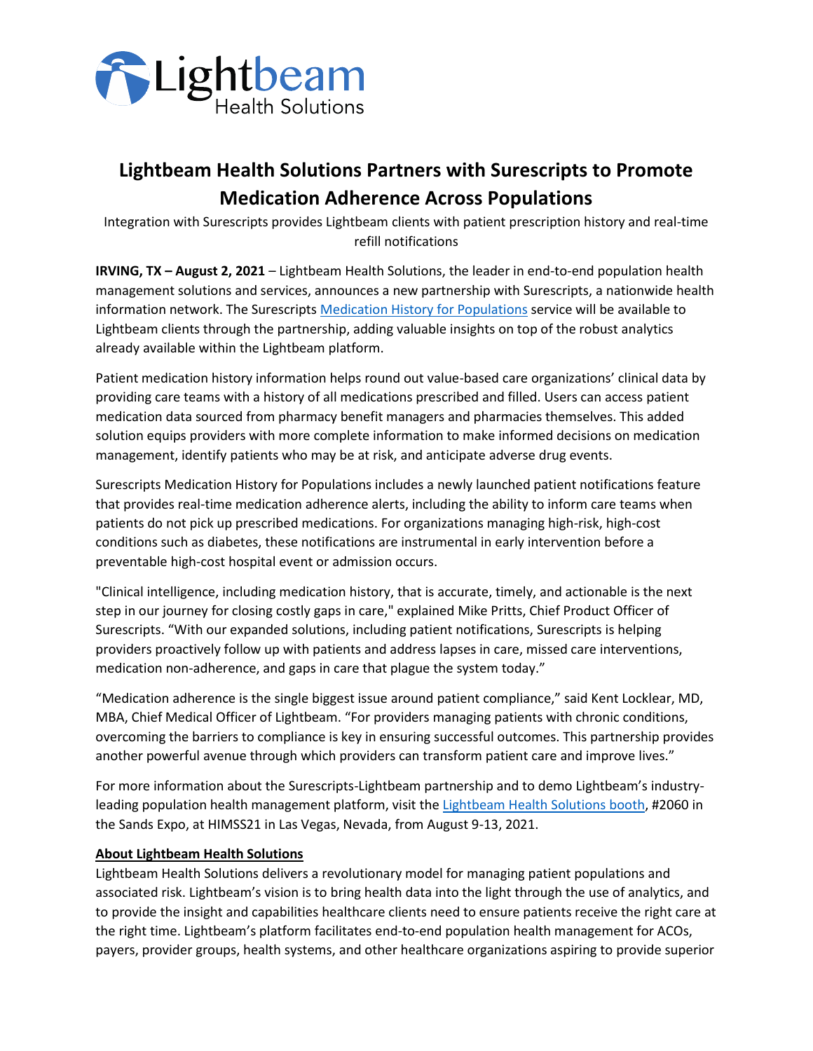# Lightbeam Health Solutions Partners with Surescripts to Promote Medication Adherence Across Populations

Integration with Surescripts provides Lightbeam clients with patient prescription history and real-time refill notifications

**IRVING, TX – August 2, 2021** – Lightbeam Health Solutions, the leader in end-to-end population health management solutions and services, announces a new partnership with Surescripts, a nationwide health information network. The Surescripts Medication History for Populations service will be available to Lightbeam clients through the partnership, adding valuable insights on top of the robust analytics already available within the Lightbeam platform.

Patient medication history information helps round out value-based care organizations' clinical data by providing care teams with a history of all medications prescribed and filled. Users can access patient medication data sourced from pharmacy benefit managers and pharmacies themselves. This added solution equips providers with more complete information to make informed decisions on medication management, identify patients who may be at risk, and anticipate adverse drug events.

Surescripts Medication History for Populations includes a newly launched patient notifications feature that provides real-time medication adherence alerts, including the ability to inform care teams when patients do not pick up prescribed medications. For organizations managing high-risk, high-cost conditions such as diabetes, these notifications are instrumental in early intervention before a preventable high-cost hospital event or admission occurs.

"Clinical intelligence, including medication history, that is accurate, timely, and actionable is the next step in our journey for closing costly gaps in care," explained Mike Pritts, Chief Product Officer of Surescripts. "With our expanded solutions, including patient notifications, Surescripts is helping providers proactively follow up with patients and address lapses in care, missed care interventions, medication non-adherence, and gaps in care that plague the system today."

"Medication adherence is the single biggest issue around patient compliance," said Kent Locklear, MD, MBA, Chief Medical Officer of Lightbeam. "For providers managing patients with chronic conditions, overcoming the barriers to compliance is key in ensuring successful outcomes. This partnership provides another powerful avenue through which providers can transform patient care and improve lives."

For more information about the Surescripts-Lightbeam partnership and to demo Lightbeam's industry-leading population health management platform, visit the Lightbeam Health Solutions booth, #2060 in the Sands Expo, at HIMSS21 in Las Vegas, Nevada, from August 9-13, 2021.

**About Lightbeam Health Solutions**

Lightbeam Health Solutions delivers a revolutionary model for managing patient populations and associated risk. Lightbeam's vision is to bring health data into the light through the use of analytics, and to provide the insight and capabilities healthcare clients need to ensure patients receive the right care at the right time. Lightbeam's platform facilitates end-to-end population health management for ACOs, payers, provider groups, health systems, and other healthcare organizations aspiring to provide superior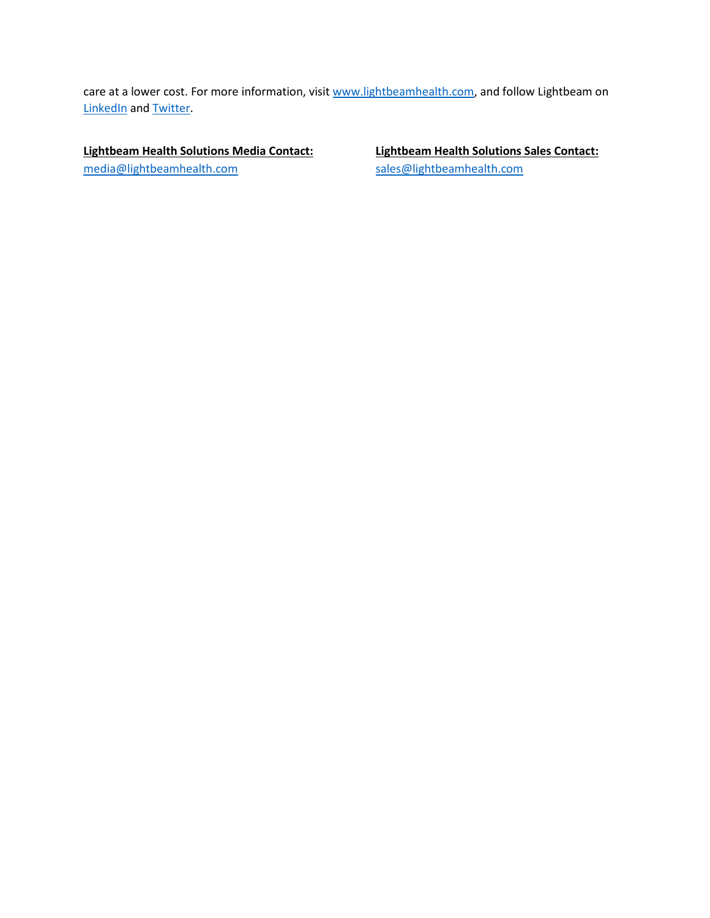care at a lower cost. For more information, visit [www.lightbeamhealth.com](http://www.lightbeamhealth.com), and follow Lightbeam on [LinkedIn]() and [Twitter]().

**Lightbeam Health Solutions Media Contact:**
[media@lightbeamhealth.com](mailto:media@lightbeamhealth.com)

**Lightbeam Health Solutions Sales Contact:**
[sales@lightbeamhealth.com](mailto:sales@lightbeamhealth.com)